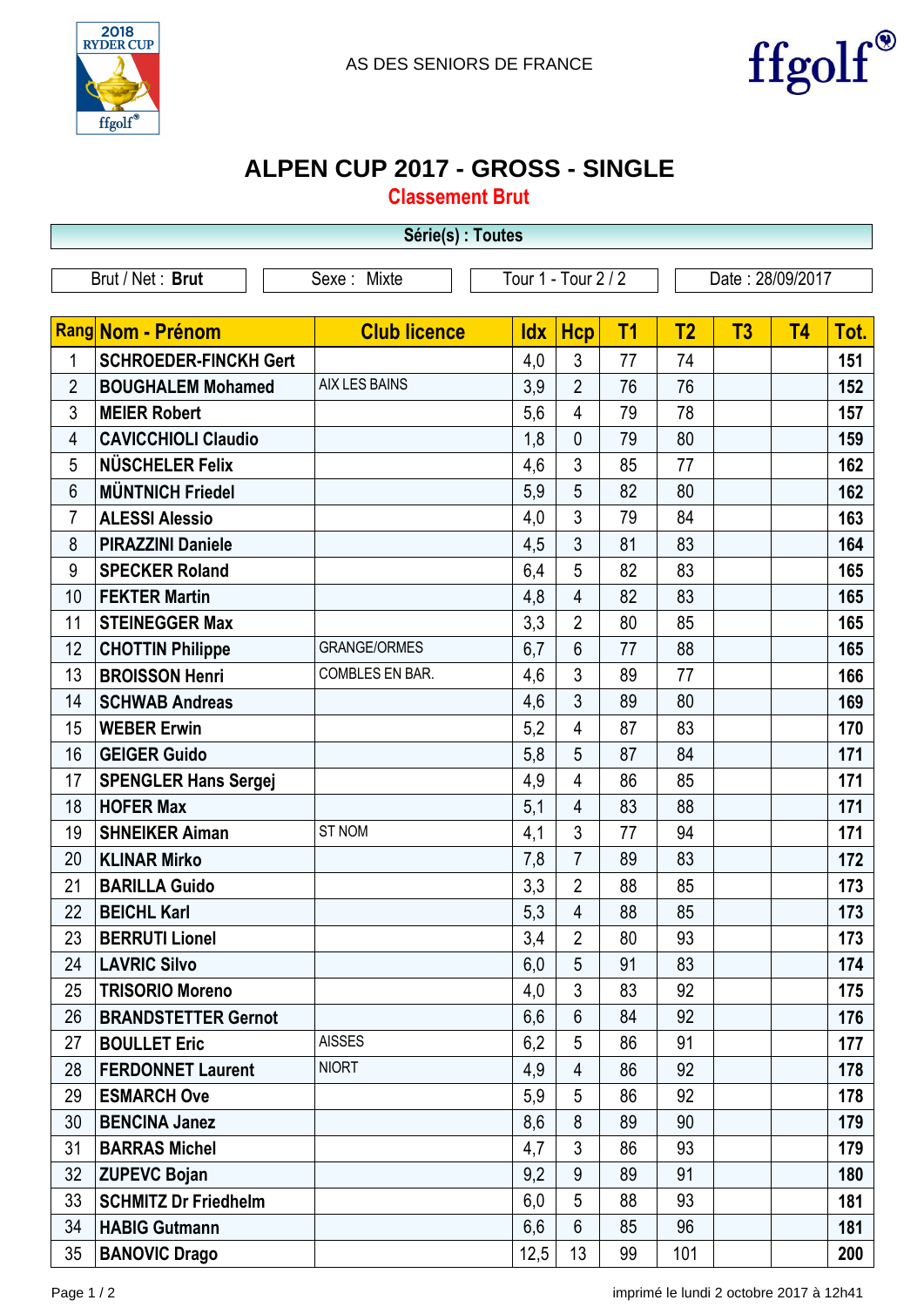AS DES SENIORS DE FRANCE

# ALPEN CUP 2017 - GROSS - SINGLE

## Classement Brut

Série(s) : Toutes

Brut / Net : **Brut** | Sexe : Mixte | Tour 1 - Tour 2 / 2 | Date : 28/09/2017

| Rang | Nom - Prénom | Club licence | Idx | Hcp | T1 | T2 | T3 | T4 | Tot. |
|---|---|---|---|---|---|---|---|---|---|
| 1 | SCHROEDER-FINCKH Gert | | 4,0 | 3 | 77 | 74 | | | 151 |
| 2 | BOUGHALEM Mohamed | AIX LES BAINS | 3,9 | 2 | 76 | 76 | | | 152 |
| 3 | MEIER Robert | | 5,6 | 4 | 79 | 78 | | | 157 |
| 4 | CAVICCHIOLI Claudio | | 1,8 | 0 | 79 | 80 | | | 159 |
| 5 | NÜSCHELER Felix | | 4,6 | 3 | 85 | 77 | | | 162 |
| 6 | MÜNTNICH Friedel | | 5,9 | 5 | 82 | 80 | | | 162 |
| 7 | ALESSI Alessio | | 4,0 | 3 | 79 | 84 | | | 163 |
| 8 | PIRAZZINI Daniele | | 4,5 | 3 | 81 | 83 | | | 164 |
| 9 | SPECKER Roland | | 6,4 | 5 | 82 | 83 | | | 165 |
| 10 | FEKTER Martin | | 4,8 | 4 | 82 | 83 | | | 165 |
| 11 | STEINEGGER Max | | 3,3 | 2 | 80 | 85 | | | 165 |
| 12 | CHOTTIN Philippe | GRANGE/ORMES | 6,7 | 6 | 77 | 88 | | | 165 |
| 13 | BROISSON Henri | COMBLES EN BAR. | 4,6 | 3 | 89 | 77 | | | 166 |
| 14 | SCHWAB Andreas | | 4,6 | 3 | 89 | 80 | | | 169 |
| 15 | WEBER Erwin | | 5,2 | 4 | 87 | 83 | | | 170 |
| 16 | GEIGER Guido | | 5,8 | 5 | 87 | 84 | | | 171 |
| 17 | SPENGLER Hans Sergej | | 4,9 | 4 | 86 | 85 | | | 171 |
| 18 | HOFER Max | | 5,1 | 4 | 83 | 88 | | | 171 |
| 19 | SHNEIKER Aiman | ST NOM | 4,1 | 3 | 77 | 94 | | | 171 |
| 20 | KLINAR Mirko | | 7,8 | 7 | 89 | 83 | | | 172 |
| 21 | BARILLA Guido | | 3,3 | 2 | 88 | 85 | | | 173 |
| 22 | BEICHL Karl | | 5,3 | 4 | 88 | 85 | | | 173 |
| 23 | BERRUTI Lionel | | 3,4 | 2 | 80 | 93 | | | 173 |
| 24 | LAVRIC Silvo | | 6,0 | 5 | 91 | 83 | | | 174 |
| 25 | TRISORIO Moreno | | 4,0 | 3 | 83 | 92 | | | 175 |
| 26 | BRANDSTETTER Gernot | | 6,6 | 6 | 84 | 92 | | | 176 |
| 27 | BOULLET Eric | AISSES | 6,2 | 5 | 86 | 91 | | | 177 |
| 28 | FERDONNET Laurent | NIORT | 4,9 | 4 | 86 | 92 | | | 178 |
| 29 | ESMARCH Ove | | 5,9 | 5 | 86 | 92 | | | 178 |
| 30 | BENCINA Janez | | 8,6 | 8 | 89 | 90 | | | 179 |
| 31 | BARRAS Michel | | 4,7 | 3 | 86 | 93 | | | 179 |
| 32 | ZUPEVC Bojan | | 9,2 | 9 | 89 | 91 | | | 180 |
| 33 | SCHMITZ Dr Friedhelm | | 6,0 | 5 | 88 | 93 | | | 181 |
| 34 | HABIG Gutmann | | 6,6 | 6 | 85 | 96 | | | 181 |
| 35 | BANOVIC Drago | | 12,5 | 13 | 99 | 101 | | | 200 |

imprimé le lundi 2 octobre 2017 à 12h41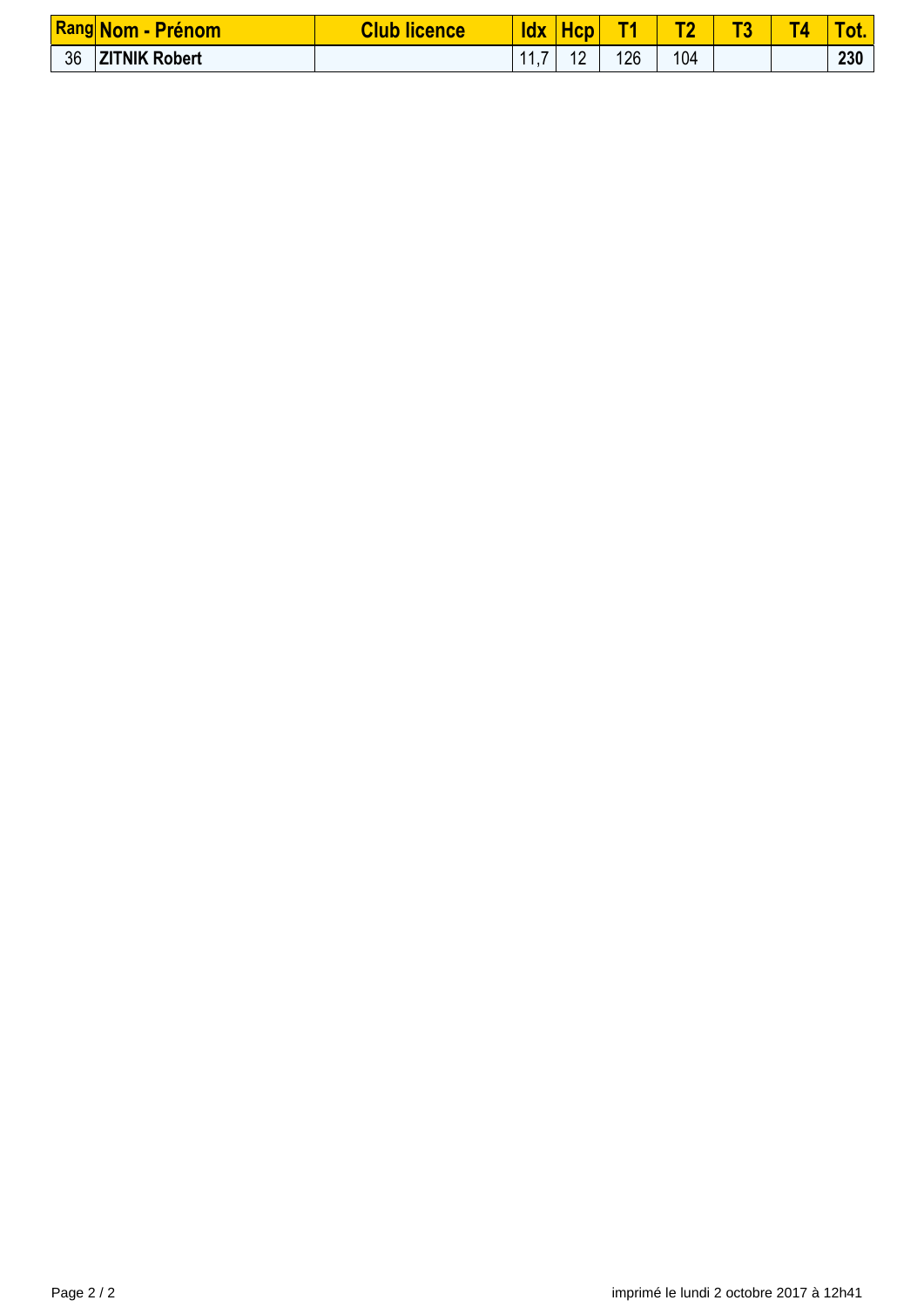| Rang | Nom - Prénom | Club licence | Idx | Hcp | T1 | T2 | T3 | T4 | Tot. |
|---|---|---|---|---|---|---|---|---|---|
| 36 | **ZITNIK Robert** | | 11,7 | 12 | 126 | 104 | | | **230** |

imprimé le lundi 2 octobre 2017 à 12h41